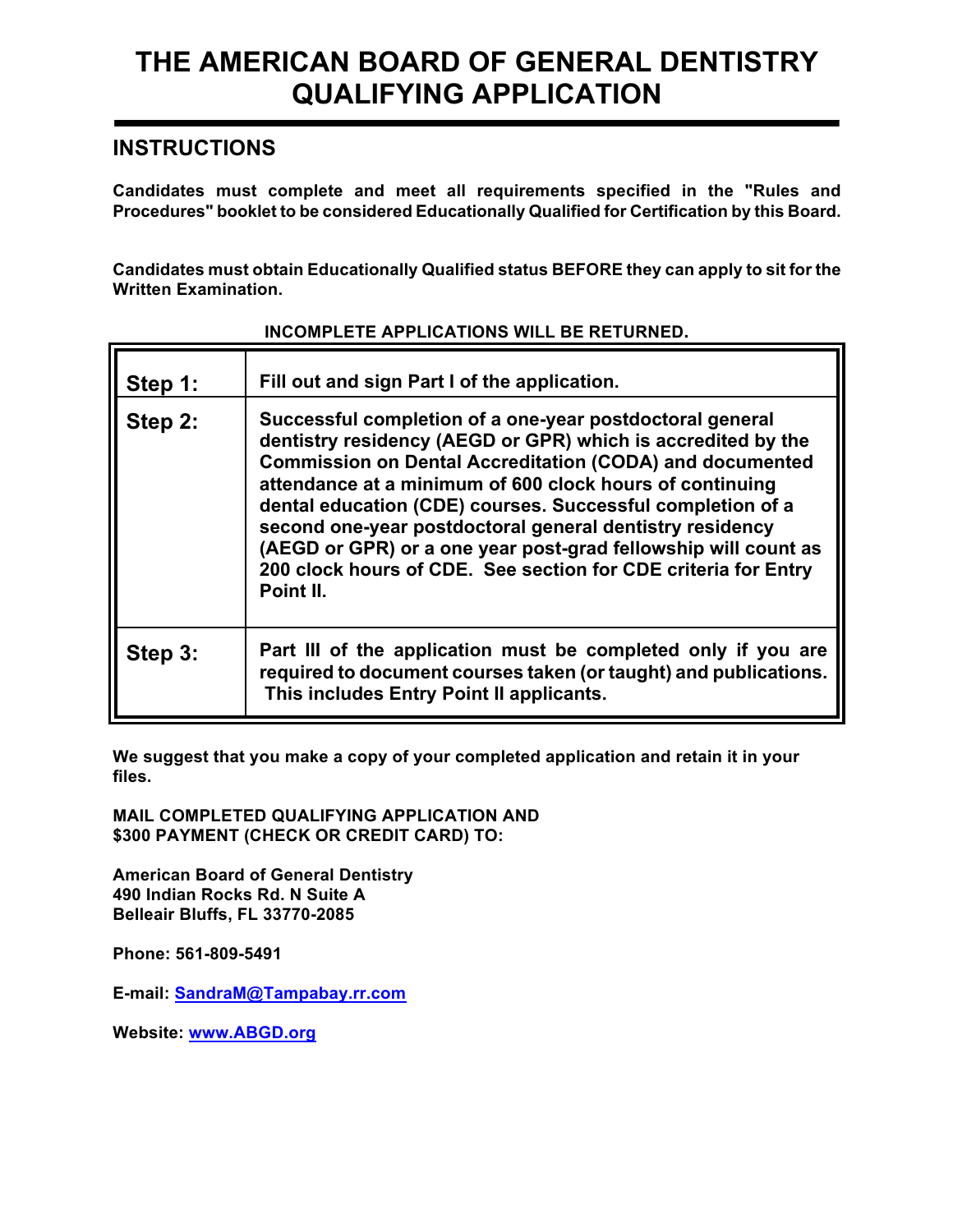# THE AMERICAN BOARD OF GENERAL DENTISTRY QUALIFYING APPLICATION

## INSTRUCTIONS

**Candidates must complete and meet all requirements specified in the "Rules and Procedures" booklet to be considered Educationally Qualified for Certification by this Board.**

**Candidates must obtain Educationally Qualified status BEFORE they can apply to sit for the Written Examination.**

**INCOMPLETE APPLICATIONS WILL BE RETURNED.**

| | |
|---|---|
| **Step 1:** | **Fill out and sign Part I of the application.** |
| **Step 2:** | **Successful completion of a one-year postdoctoral general dentistry residency (AEGD or GPR) which is accredited by the Commission on Dental Accreditation (CODA) and documented attendance at a minimum of 600 clock hours of continuing dental education (CDE) courses. Successful completion of a second one-year postdoctoral general dentistry residency (AEGD or GPR) or a one year post-grad fellowship will count as 200 clock hours of CDE. See section for CDE criteria for Entry Point II.** |
| **Step 3:** | **Part III of the application must be completed only if you are required to document courses taken (or taught) and publications. This includes Entry Point II applicants.** |

**We suggest that you make a copy of your completed application and retain it in your files.**

**MAIL COMPLETED QUALIFYING APPLICATION AND $300 PAYMENT (CHECK OR CREDIT CARD) TO:**

**American Board of General Dentistry**
**490 Indian Rocks Rd. N Suite A**
**Belleair Bluffs, FL 33770-2085**

**Phone: 561-809-5491**

**E-mail: SandraM@Tampabay.rr.com**

**Website: www.ABGD.org**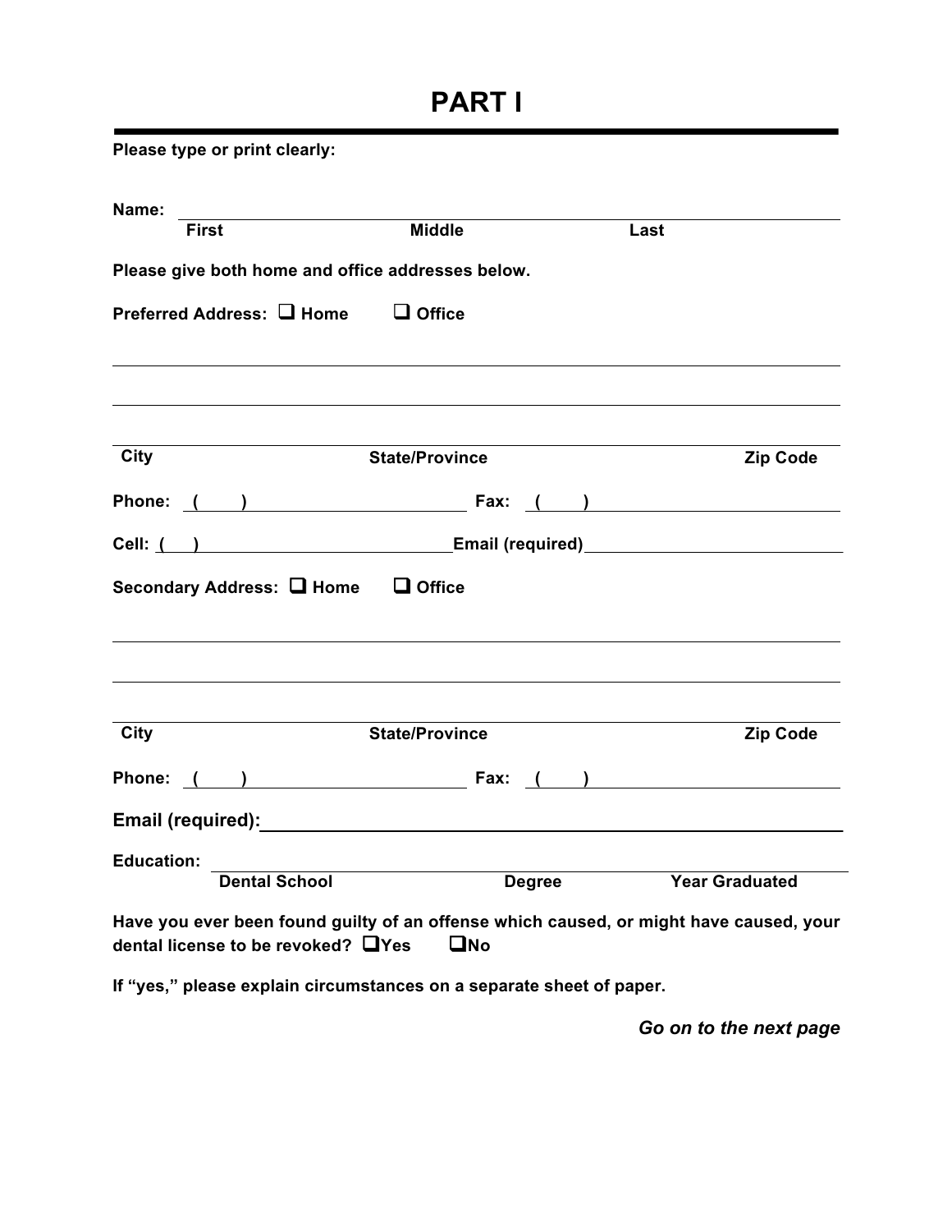# PART I

**Please type or print clearly:**

**Name:** ______________________________________________
**First** **Middle** **Last**

**Please give both home and office addresses below.**

**Preferred Address:** ☐ **Home** ☐ **Office**

______________________________________________

______________________________________________

______________________________________________
**City** **State/Province** **Zip Code**

**Phone:** ( ) ____________________ **Fax:** ( ) ____________________

**Cell:** ( ) ____________________ **Email (required)** ____________________

**Secondary Address:** ☐ **Home** ☐ **Office**

______________________________________________

______________________________________________

______________________________________________
**City** **State/Province** **Zip Code**

**Phone:** ( ) ____________________ **Fax:** ( ) ____________________

**Email (required):** ______________________________________________

**Education:** ______________________________________________
**Dental School** **Degree** **Year Graduated**

**Have you ever been found guilty of an offense which caused, or might have caused, your dental license to be revoked?** ☐**Yes** ☐**No**

**If "yes," please explain circumstances on a separate sheet of paper.**

***Go on to the next page***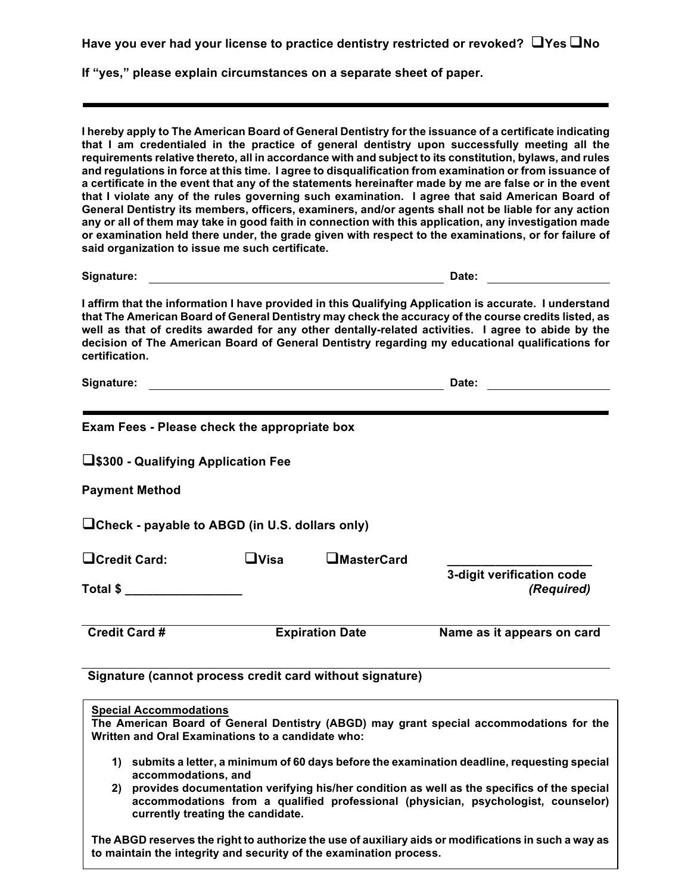**Have you ever had your license to practice dentistry restricted or revoked? ☐Yes ☐No**

**If "yes," please explain circumstances on a separate sheet of paper.**

---

**I hereby apply to The American Board of General Dentistry for the issuance of a certificate indicating that I am credentialed in the practice of general dentistry upon successfully meeting all the requirements relative thereto, all in accordance with and subject to its constitution, bylaws, and rules and regulations in force at this time. I agree to disqualification from examination or from issuance of a certificate in the event that any of the statements hereinafter made by me are false or in the event that I violate any of the rules governing such examination. I agree that said American Board of General Dentistry its members, officers, examiners, and/or agents shall not be liable for any action any or all of them may take in good faith in connection with this application, any investigation made or examination held there under, the grade given with respect to the examinations, or for failure of said organization to issue me such certificate.**

**Signature:** ______________________________ **Date:** ______________

**I affirm that the information I have provided in this Qualifying Application is accurate. I understand that The American Board of General Dentistry may check the accuracy of the course credits listed, as well as that of credits awarded for any other dentally-related activities. I agree to abide by the decision of The American Board of General Dentistry regarding my educational qualifications for certification.**

**Signature:** ______________________________ **Date:** ______________

---

**Exam Fees - Please check the appropriate box**

**☐$300 - Qualifying Application Fee**

**Payment Method**

**☐Check - payable to ABGD (in U.S. dollars only)**

**☐Credit Card:** **☐Visa** **☐MasterCard** ____________________ **3-digit verification code** ***(Required)***

**Total $** _________________

______________________________________________________________

**Credit Card #** **Expiration Date** **Name as it appears on card**

______________________________________________________________

**Signature (cannot process credit card without signature)**

**Special Accommodations**

**The American Board of General Dentistry (ABGD) may grant special accommodations for the Written and Oral Examinations to a candidate who:**

1) **submits a letter, a minimum of 60 days before the examination deadline, requesting special accommodations, and**
2) **provides documentation verifying his/her condition as well as the specifics of the special accommodations from a qualified professional (physician, psychologist, counselor) currently treating the candidate.**

**The ABGD reserves the right to authorize the use of auxiliary aids or modifications in such a way as to maintain the integrity and security of the examination process.**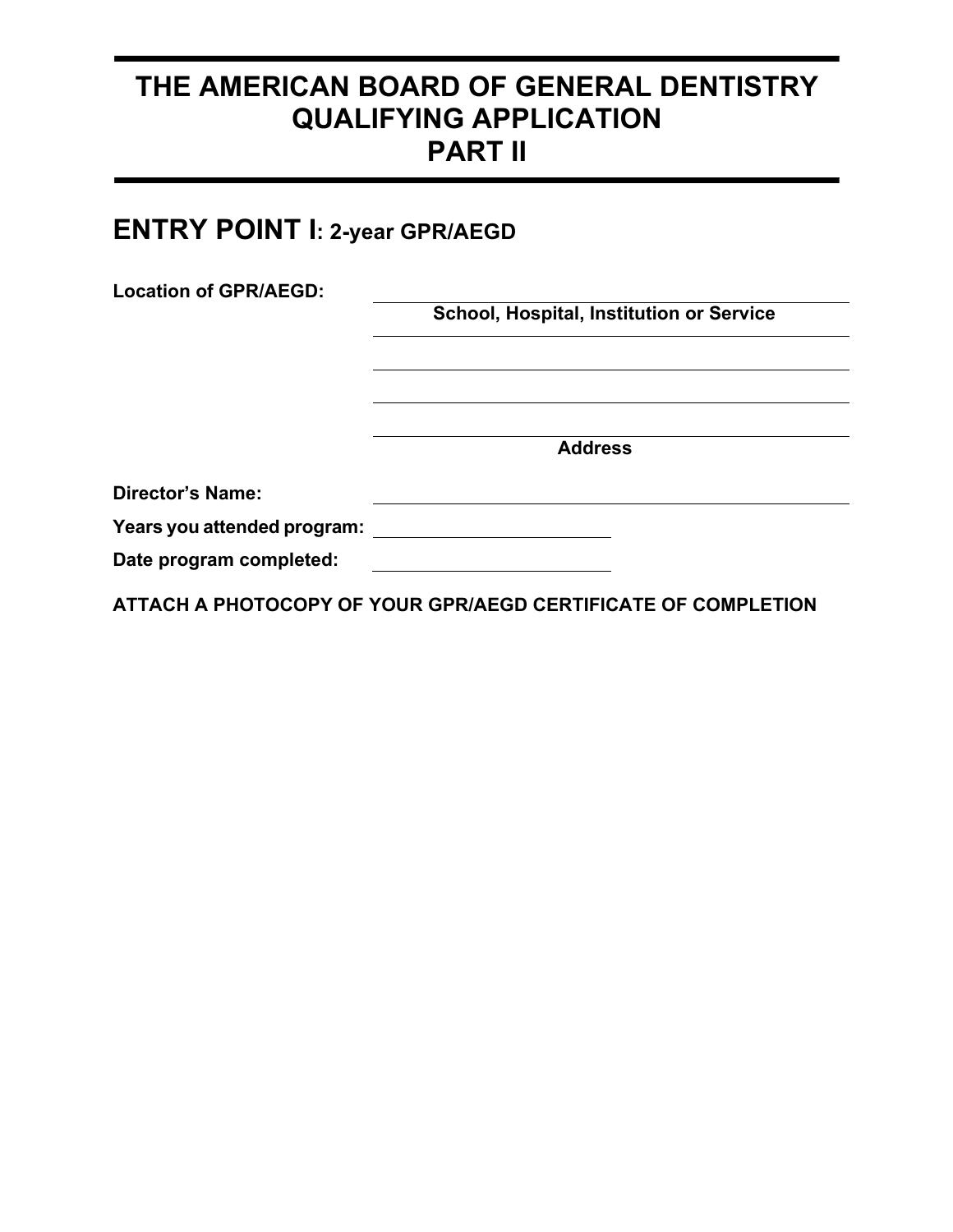# THE AMERICAN BOARD OF GENERAL DENTISTRY QUALIFYING APPLICATION PART II

## ENTRY POINT I: 2-year GPR/AEGD

**Location of GPR/AEGD:** \_\_\_\_\_\_\_\_\_\_\_\_\_\_\_\_\_\_\_\_\_\_\_\_\_\_\_\_\_\_\_\_\_\_\_\_\_\_\_\_

**School, Hospital, Institution or Service**

\_\_\_\_\_\_\_\_\_\_\_\_\_\_\_\_\_\_\_\_\_\_\_\_\_\_\_\_\_\_\_\_\_\_\_\_\_\_\_\_

\_\_\_\_\_\_\_\_\_\_\_\_\_\_\_\_\_\_\_\_\_\_\_\_\_\_\_\_\_\_\_\_\_\_\_\_\_\_\_\_

\_\_\_\_\_\_\_\_\_\_\_\_\_\_\_\_\_\_\_\_\_\_\_\_\_\_\_\_\_\_\_\_\_\_\_\_\_\_\_\_

\_\_\_\_\_\_\_\_\_\_\_\_\_\_\_\_\_\_\_\_\_\_\_\_\_\_\_\_\_\_\_\_\_\_\_\_\_\_\_\_

**Address**

**Director's Name:** \_\_\_\_\_\_\_\_\_\_\_\_\_\_\_\_\_\_\_\_\_\_\_\_\_\_\_\_\_\_\_\_\_\_\_\_\_\_\_\_

**Years you attended program:** \_\_\_\_\_\_\_\_\_\_\_\_\_\_\_\_\_\_\_\_

**Date program completed:** \_\_\_\_\_\_\_\_\_\_\_\_\_\_\_\_\_\_\_\_

**ATTACH A PHOTOCOPY OF YOUR GPR/AEGD CERTIFICATE OF COMPLETION**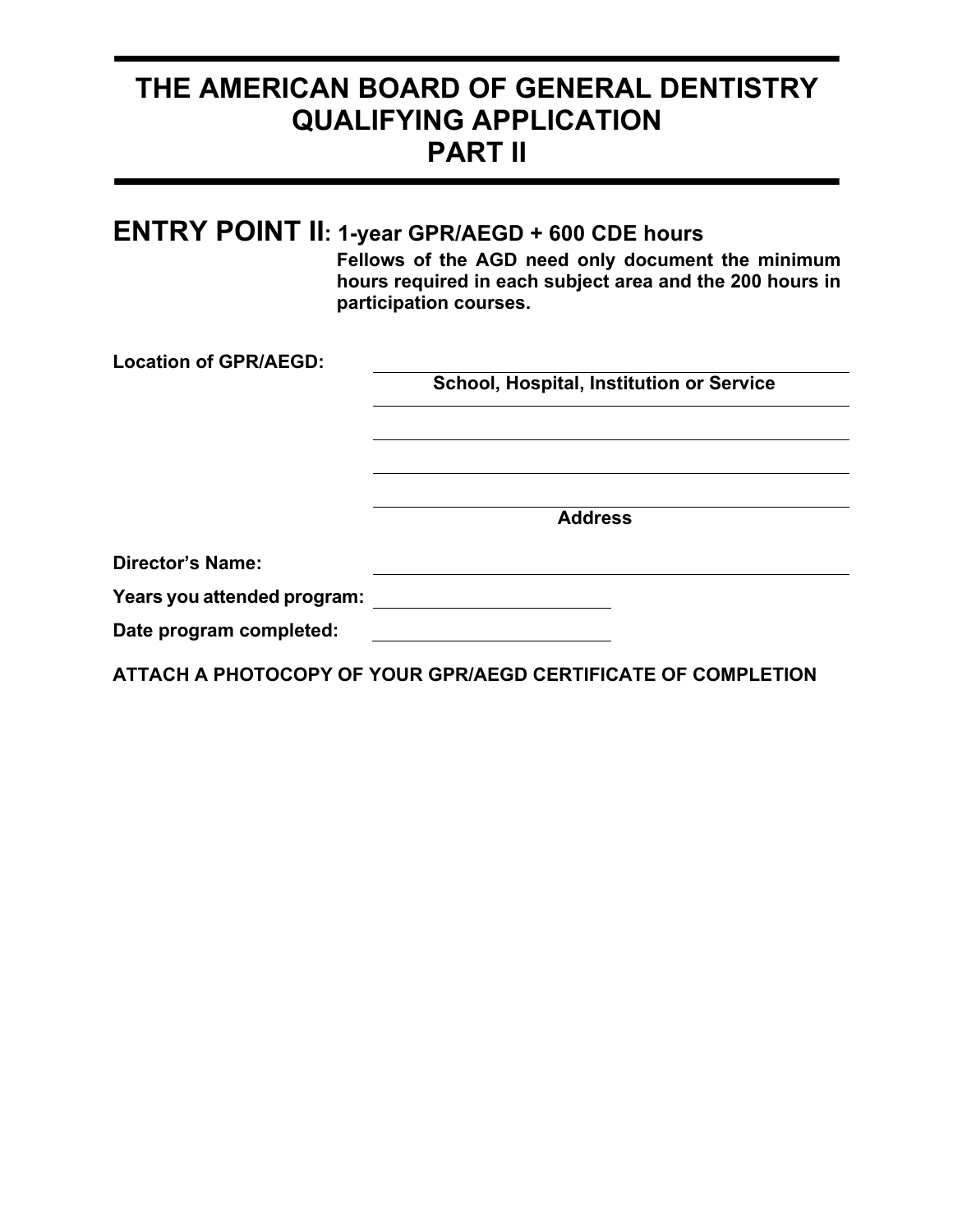# THE AMERICAN BOARD OF GENERAL DENTISTRY QUALIFYING APPLICATION PART II

## ENTRY POINT II: 1-year GPR/AEGD + 600 CDE hours

**Fellows of the AGD need only document the minimum hours required in each subject area and the 200 hours in participation courses.**

**Location of GPR/AEGD:** ______________________________

**School, Hospital, Institution or Service**

______________________________

______________________________

______________________________

**Address**

**Director's Name:** ______________________________

**Years you attended program:** ____________________

**Date program completed:** ____________________

**ATTACH A PHOTOCOPY OF YOUR GPR/AEGD CERTIFICATE OF COMPLETION**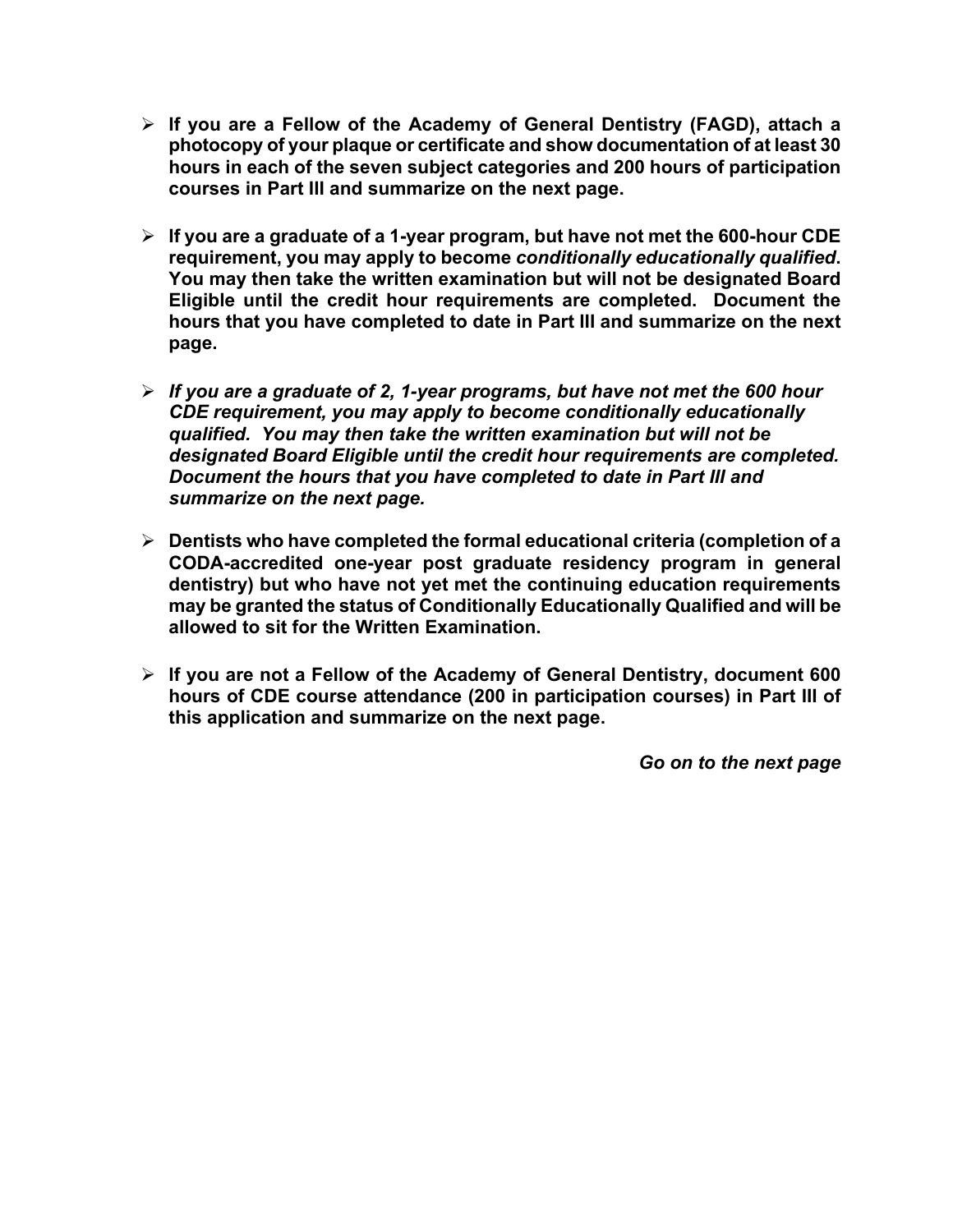- **If you are a Fellow of the Academy of General Dentistry (FAGD), attach a photocopy of your plaque or certificate and show documentation of at least 30 hours in each of the seven subject categories and 200 hours of participation courses in Part III and summarize on the next page.**

- **If you are a graduate of a 1-year program, but have not met the 600-hour CDE requirement, you may apply to become *conditionally educationally qualified*. You may then take the written examination but will not be designated Board Eligible until the credit hour requirements are completed. Document the hours that you have completed to date in Part III and summarize on the next page.**

- ***If you are a graduate of 2, 1-year programs, but have not met the 600 hour CDE requirement, you may apply to become conditionally educationally qualified. You may then take the written examination but will not be designated Board Eligible until the credit hour requirements are completed. Document the hours that you have completed to date in Part III and summarize on the next page.***

- **Dentists who have completed the formal educational criteria (completion of a CODA-accredited one-year post graduate residency program in general dentistry) but who have not yet met the continuing education requirements may be granted the status of Conditionally Educationally Qualified and will be allowed to sit for the Written Examination.**

- **If you are not a Fellow of the Academy of General Dentistry, document 600 hours of CDE course attendance (200 in participation courses) in Part III of this application and summarize on the next page.**

***Go on to the next page***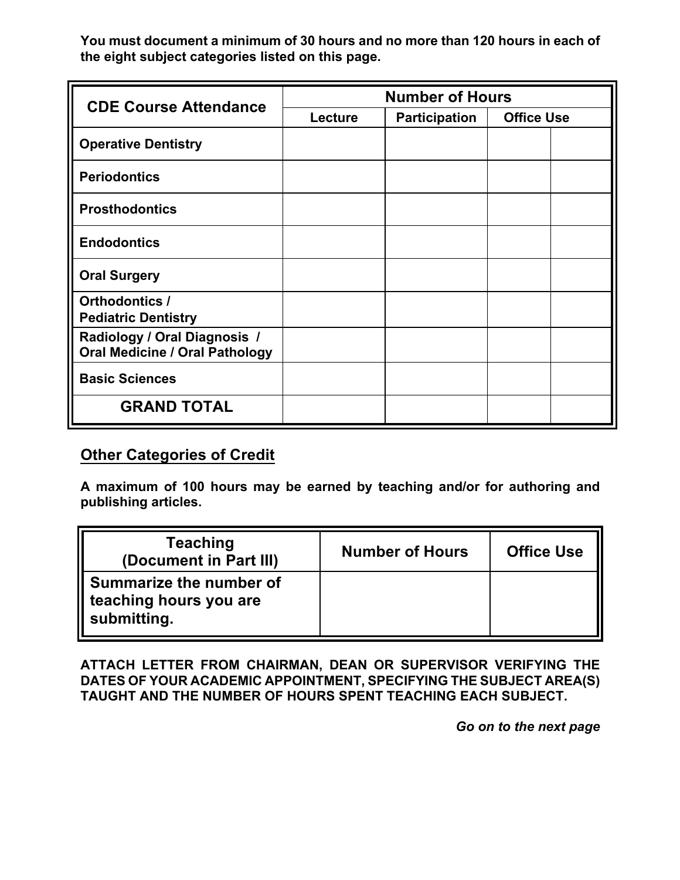**You must document a minimum of 30 hours and no more than 120 hours in each of the eight subject categories listed on this page.**

| CDE Course Attendance | Number of Hours | | | |
|---|---|---|---|---|
| | Lecture | Participation | Office Use | |
| **Operative Dentistry** | | | | |
| **Periodontics** | | | | |
| **Prosthodontics** | | | | |
| **Endodontics** | | | | |
| **Oral Surgery** | | | | |
| **Orthodontics / Pediatric Dentistry** | | | | |
| **Radiology / Oral Diagnosis / Oral Medicine / Oral Pathology** | | | | |
| **Basic Sciences** | | | | |
| **GRAND TOTAL** | | | | |

## Other Categories of Credit

**A maximum of 100 hours may be earned by teaching and/or for authoring and publishing articles.**

| Teaching (Document in Part III) | Number of Hours | Office Use |
|---|---|---|
| **Summarize the number of teaching hours you are submitting.** | | |

**ATTACH LETTER FROM CHAIRMAN, DEAN OR SUPERVISOR VERIFYING THE DATES OF YOUR ACADEMIC APPOINTMENT, SPECIFYING THE SUBJECT AREA(S) TAUGHT AND THE NUMBER OF HOURS SPENT TEACHING EACH SUBJECT.**

***Go on to the next page***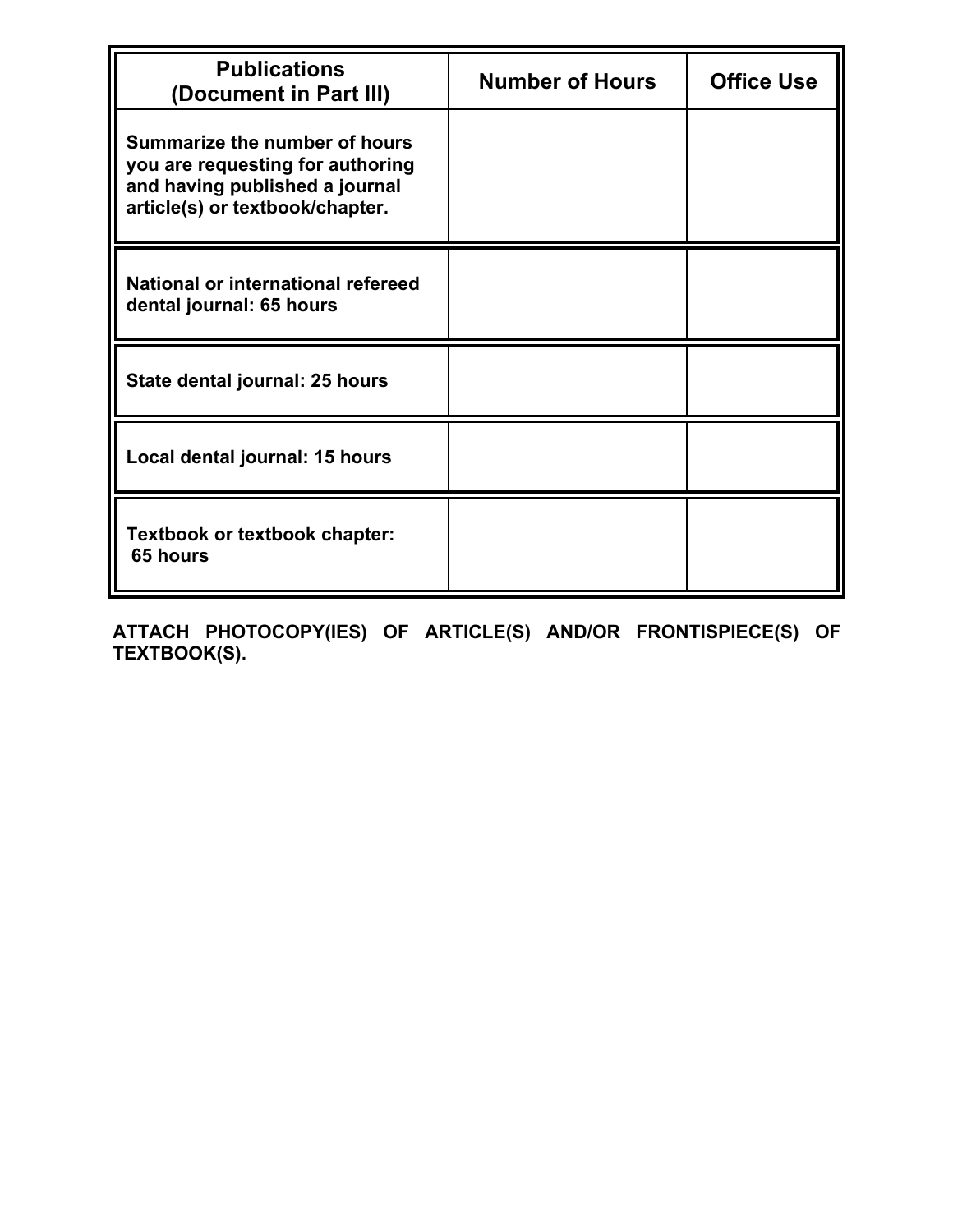| **Publications (Document in Part III)** | **Number of Hours** | **Office Use** |
|---|---|---|
| **Summarize the number of hours you are requesting for authoring and having published a journal article(s) or textbook/chapter.** | | |
| **National or international refereed dental journal: 65 hours** | | |
| **State dental journal: 25 hours** | | |
| **Local dental journal: 15 hours** | | |
| **Textbook or textbook chapter: 65 hours** | | |

**ATTACH PHOTOCOPY(IES) OF ARTICLE(S) AND/OR FRONTISPIECE(S) OF TEXTBOOK(S).**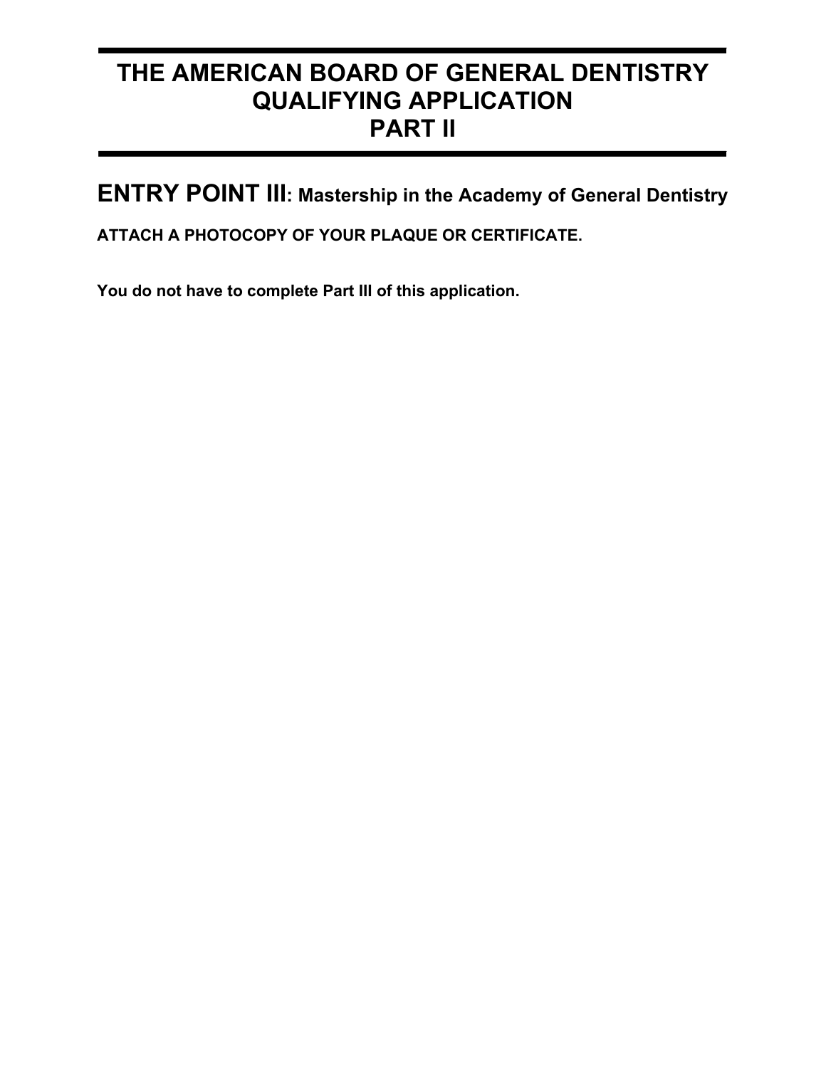# THE AMERICAN BOARD OF GENERAL DENTISTRY QUALIFYING APPLICATION PART II

## ENTRY POINT III: Mastership in the Academy of General Dentistry

**ATTACH A PHOTOCOPY OF YOUR PLAQUE OR CERTIFICATE.**

**You do not have to complete Part III of this application.**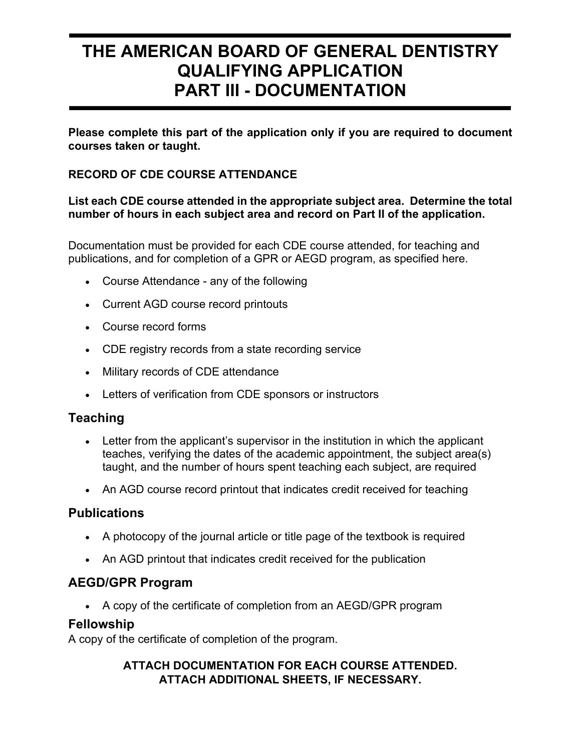# THE AMERICAN BOARD OF GENERAL DENTISTRY
# QUALIFYING APPLICATION
# PART III - DOCUMENTATION

**Please complete this part of the application only if you are required to document courses taken or taught.**

**RECORD OF CDE COURSE ATTENDANCE**

**List each CDE course attended in the appropriate subject area. Determine the total number of hours in each subject area and record on Part II of the application.**

Documentation must be provided for each CDE course attended, for teaching and publications, and for completion of a GPR or AEGD program, as specified here.

- Course Attendance - any of the following
- Current AGD course record printouts
- Course record forms
- CDE registry records from a state recording service
- Military records of CDE attendance
- Letters of verification from CDE sponsors or instructors

## Teaching

- Letter from the applicant's supervisor in the institution in which the applicant teaches, verifying the dates of the academic appointment, the subject area(s) taught, and the number of hours spent teaching each subject, are required
- An AGD course record printout that indicates credit received for teaching

## Publications

- A photocopy of the journal article or title page of the textbook is required
- An AGD printout that indicates credit received for the publication

## AEGD/GPR Program

- A copy of the certificate of completion from an AEGD/GPR program

## Fellowship

A copy of the certificate of completion of the program.

**ATTACH DOCUMENTATION FOR EACH COURSE ATTENDED.**
**ATTACH ADDITIONAL SHEETS, IF NECESSARY.**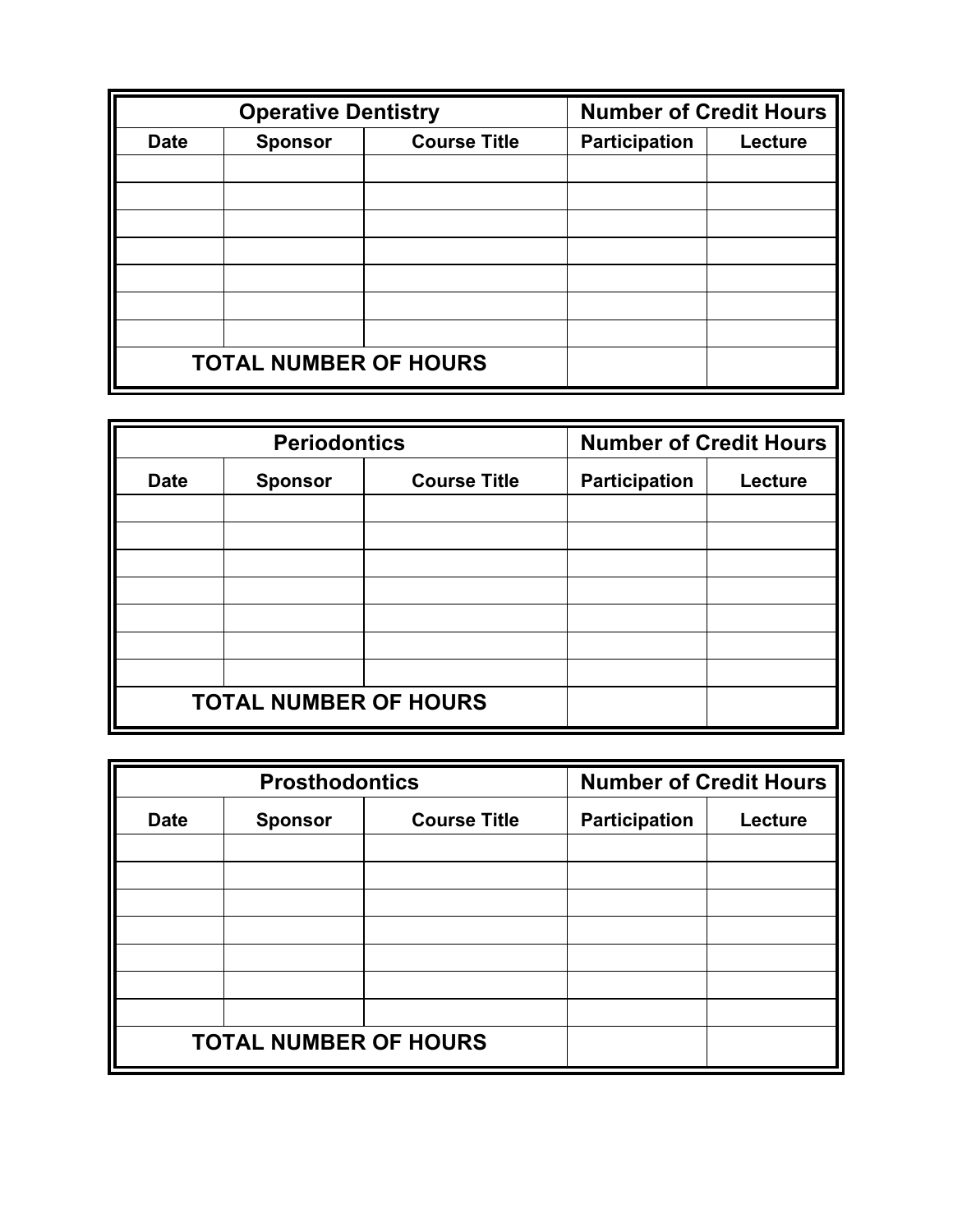| Operative Dentistry | | | Number of Credit Hours | |
|---|---|---|---|---|
| **Date** | **Sponsor** | **Course Title** | **Participation** | **Lecture** |
| | | | | |
| | | | | |
| | | | | |
| | | | | |
| | | | | |
| | | | | |
| | | | | |
| **TOTAL NUMBER OF HOURS** | | | | |

| Periodontics | | | Number of Credit Hours | |
|---|---|---|---|---|
| **Date** | **Sponsor** | **Course Title** | **Participation** | **Lecture** |
| | | | | |
| | | | | |
| | | | | |
| | | | | |
| | | | | |
| | | | | |
| | | | | |
| **TOTAL NUMBER OF HOURS** | | | | |

| Prosthodontics | | | Number of Credit Hours | |
|---|---|---|---|---|
| **Date** | **Sponsor** | **Course Title** | **Participation** | **Lecture** |
| | | | | |
| | | | | |
| | | | | |
| | | | | |
| | | | | |
| | | | | |
| | | | | |
| **TOTAL NUMBER OF HOURS** | | | | |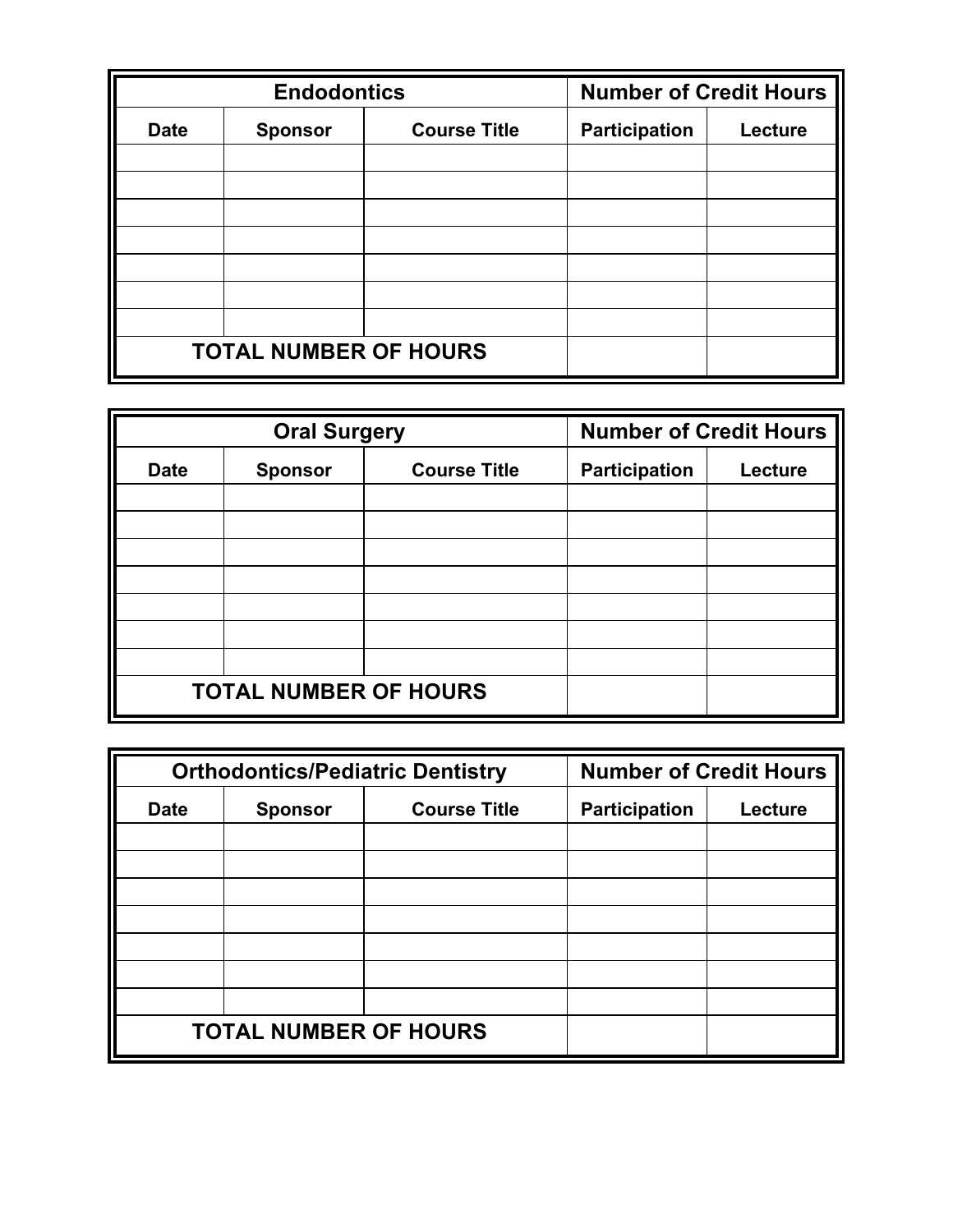| Endodontics | | | Number of Credit Hours | |
|---|---|---|---|---|
| Date | Sponsor | Course Title | Participation | Lecture |
| | | | | |
| | | | | |
| | | | | |
| | | | | |
| | | | | |
| | | | | |
| | | | | |
| TOTAL NUMBER OF HOURS | | | | |

| Oral Surgery | | | Number of Credit Hours | |
|---|---|---|---|---|
| Date | Sponsor | Course Title | Participation | Lecture |
| | | | | |
| | | | | |
| | | | | |
| | | | | |
| | | | | |
| | | | | |
| | | | | |
| TOTAL NUMBER OF HOURS | | | | |

| Orthodontics/Pediatric Dentistry | | | Number of Credit Hours | |
|---|---|---|---|---|
| Date | Sponsor | Course Title | Participation | Lecture |
| | | | | |
| | | | | |
| | | | | |
| | | | | |
| | | | | |
| | | | | |
| | | | | |
| TOTAL NUMBER OF HOURS | | | | |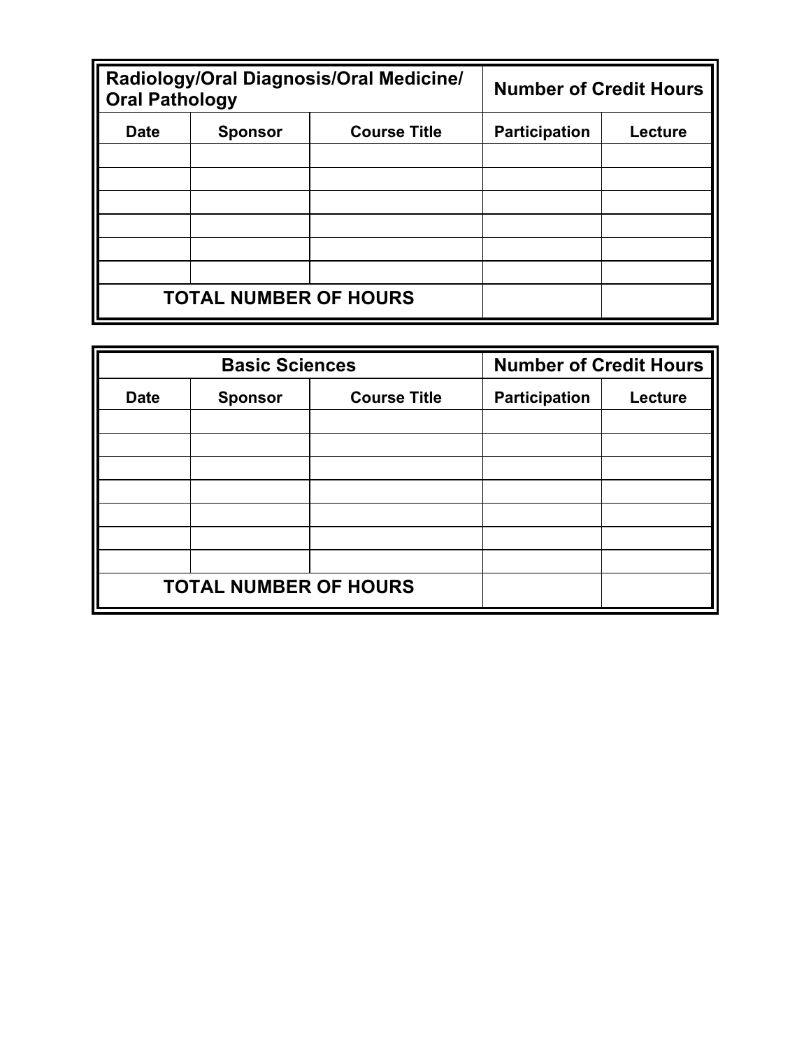| Radiology/Oral Diagnosis/Oral Medicine/ Oral Pathology | | | Number of Credit Hours | |
| --- | --- | --- | --- | --- |
| Date | Sponsor | Course Title | Participation | Lecture |
| | | | | |
| | | | | |
| | | | | |
| | | | | |
| | | | | |
| | | | | |
| TOTAL NUMBER OF HOURS | | | | |

| Basic Sciences | | | Number of Credit Hours | |
| --- | --- | --- | --- | --- |
| Date | Sponsor | Course Title | Participation | Lecture |
| | | | | |
| | | | | |
| | | | | |
| | | | | |
| | | | | |
| | | | | |
| | | | | |
| TOTAL NUMBER OF HOURS | | | | |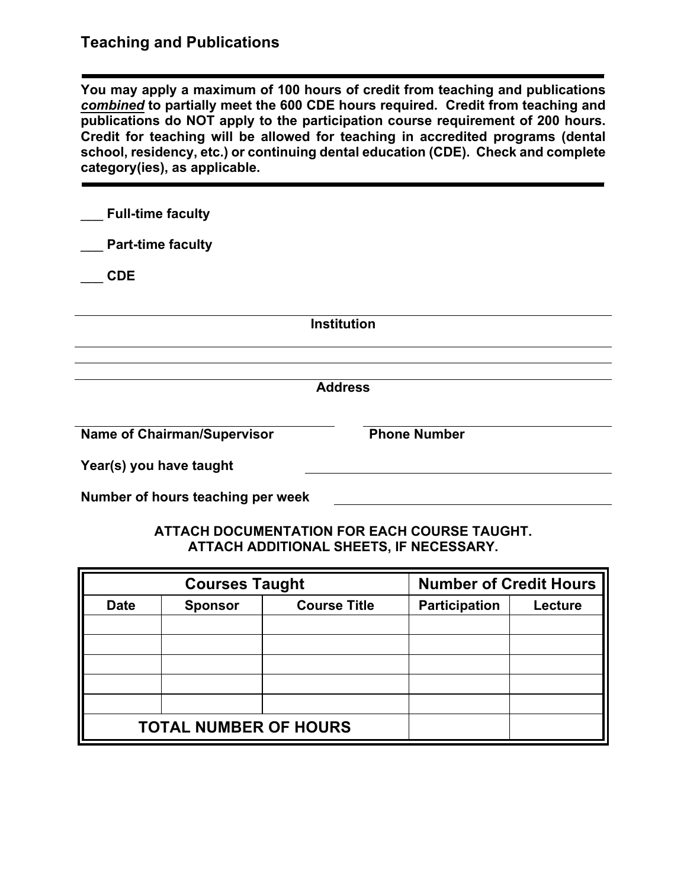## Teaching and Publications

**You may apply a maximum of 100 hours of credit from teaching and publications *combined* to partially meet the 600 CDE hours required. Credit from teaching and publications do NOT apply to the participation course requirement of 200 hours. Credit for teaching will be allowed for teaching in accredited programs (dental school, residency, etc.) or continuing dental education (CDE). Check and complete category(ies), as applicable.**

___ **Full-time faculty**

___ **Part-time faculty**

___ **CDE**

______________________________________________

**Institution**

______________________________________________

______________________________________________

**Address**

______________________ ______________________

**Name of Chairman/Supervisor** **Phone Number**

**Year(s) you have taught** ______________________

**Number of hours teaching per week** ______________________

**ATTACH DOCUMENTATION FOR EACH COURSE TAUGHT.**
**ATTACH ADDITIONAL SHEETS, IF NECESSARY.**

| Courses Taught | | | Number of Credit Hours | |
|---|---|---|---|---|
| **Date** | **Sponsor** | **Course Title** | **Participation** | **Lecture** |
| | | | | |
| | | | | |
| | | | | |
| | | | | |
| | | | | |
| **TOTAL NUMBER OF HOURS** | | | | |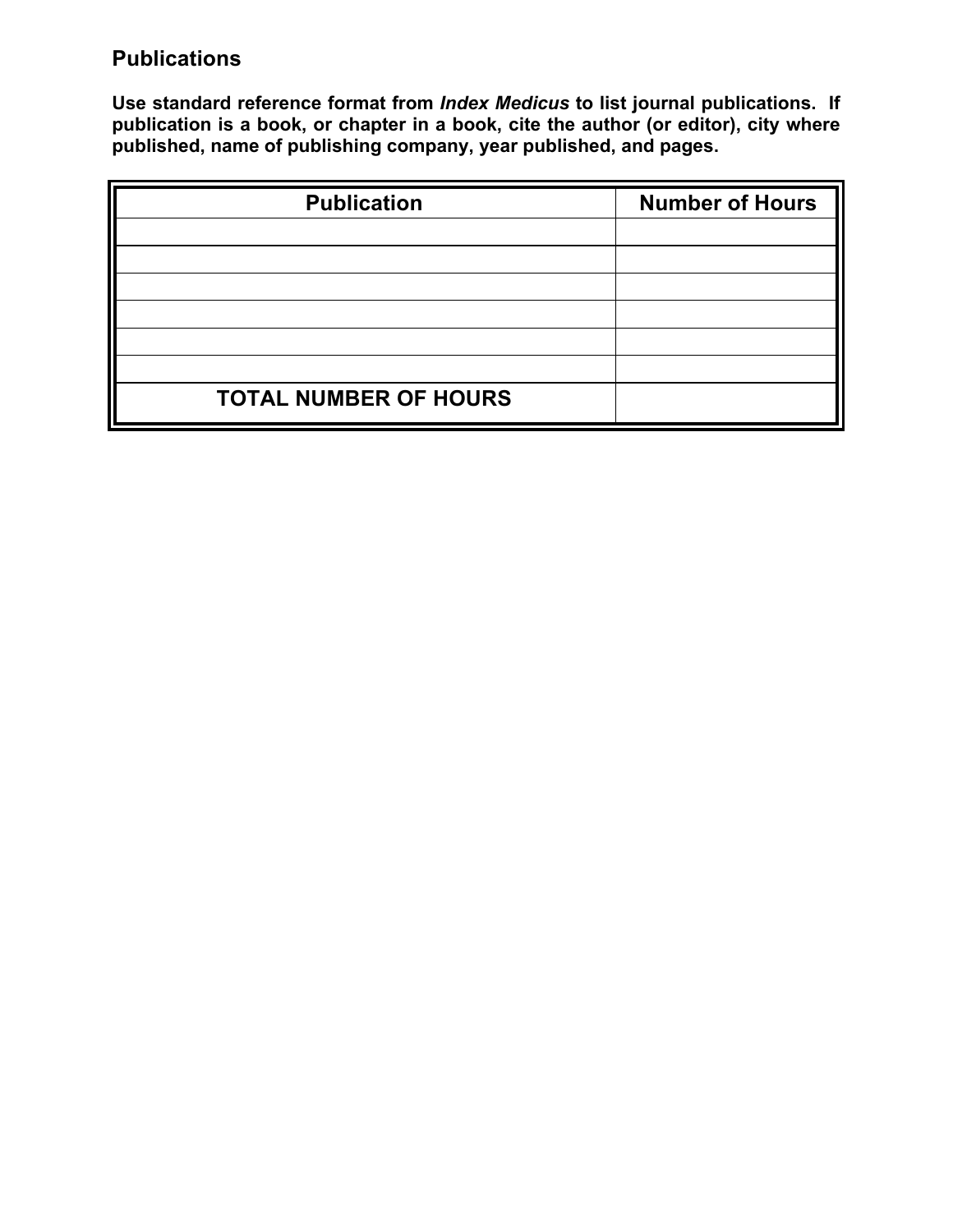## Publications

**Use standard reference format from *Index Medicus* to list journal publications. If publication is a book, or chapter in a book, cite the author (or editor), city where published, name of publishing company, year published, and pages.**

| Publication | Number of Hours |
|---|---|
| | |
| | |
| | |
| | |
| | |
| | |
| **TOTAL NUMBER OF HOURS** | |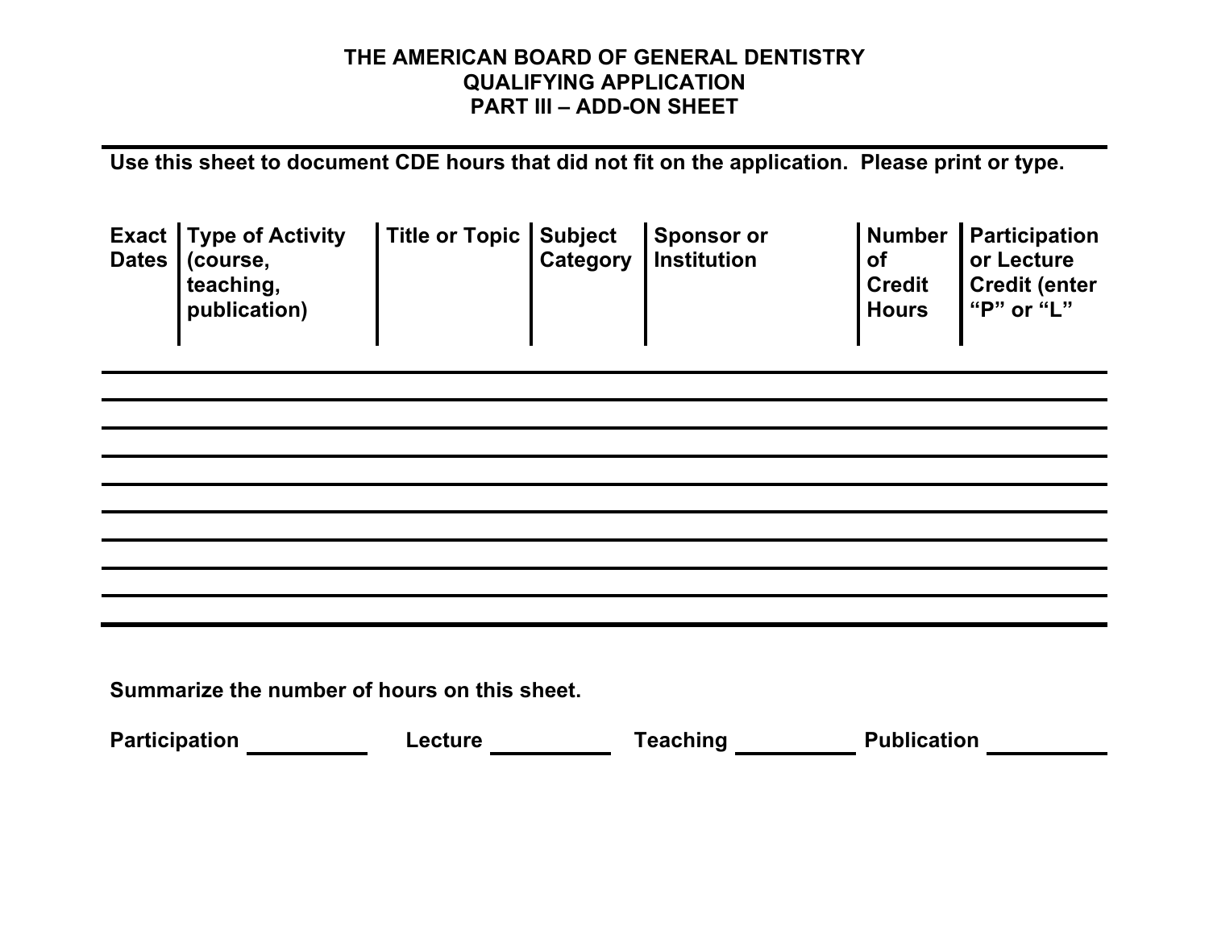# THE AMERICAN BOARD OF GENERAL DENTISTRY
## QUALIFYING APPLICATION
## PART III – ADD-ON SHEET

**Use this sheet to document CDE hours that did not fit on the application. Please print or type.**

| Exact Dates | Type of Activity (course, teaching, publication) | Title or Topic | Subject Category | Sponsor or Institution | Number of Credit Hours | Participation or Lecture Credit (enter "P" or "L" |
|---|---|---|---|---|---|---|
| | | | | | | |
| | | | | | | |
| | | | | | | |
| | | | | | | |
| | | | | | | |
| | | | | | | |
| | | | | | | |
| | | | | | | |
| | | | | | | |

**Summarize the number of hours on this sheet.**

**Participation** __________ **Lecture** __________ **Teaching** __________ **Publication** __________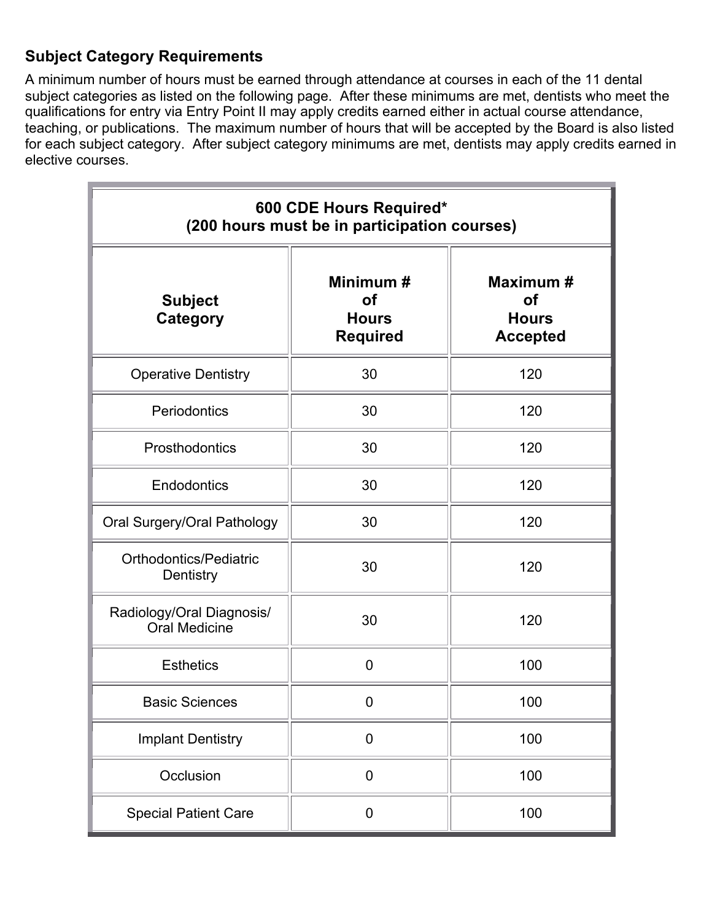## Subject Category Requirements

A minimum number of hours must be earned through attendance at courses in each of the 11 dental subject categories as listed on the following page. After these minimums are met, dentists who meet the qualifications for entry via Entry Point II may apply credits earned either in actual course attendance, teaching, or publications. The maximum number of hours that will be accepted by the Board is also listed for each subject category. After subject category minimums are met, dentists may apply credits earned in elective courses.

| **600 CDE Hours Required\* (200 hours must be in participation courses)** | | |
|---|---|---|
| **Subject Category** | **Minimum # of Hours Required** | **Maximum # of Hours Accepted** |
| Operative Dentistry | 30 | 120 |
| Periodontics | 30 | 120 |
| Prosthodontics | 30 | 120 |
| Endodontics | 30 | 120 |
| Oral Surgery/Oral Pathology | 30 | 120 |
| Orthodontics/Pediatric Dentistry | 30 | 120 |
| Radiology/Oral Diagnosis/ Oral Medicine | 30 | 120 |
| Esthetics | 0 | 100 |
| Basic Sciences | 0 | 100 |
| Implant Dentistry | 0 | 100 |
| Occlusion | 0 | 100 |
| Special Patient Care | 0 | 100 |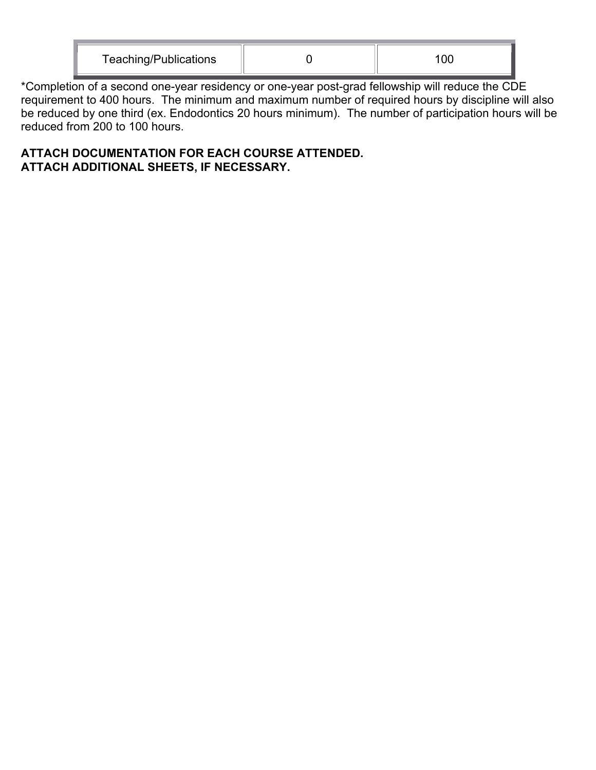| | | |
|---|---|---|
| Teaching/Publications | 0 | 100 |

*Completion of a second one-year residency or one-year post-grad fellowship will reduce the CDE requirement to 400 hours. The minimum and maximum number of required hours by discipline will also be reduced by one third (ex. Endodontics 20 hours minimum). The number of participation hours will be reduced from 200 to 100 hours.

**ATTACH DOCUMENTATION FOR EACH COURSE ATTENDED.**
**ATTACH ADDITIONAL SHEETS, IF NECESSARY.**